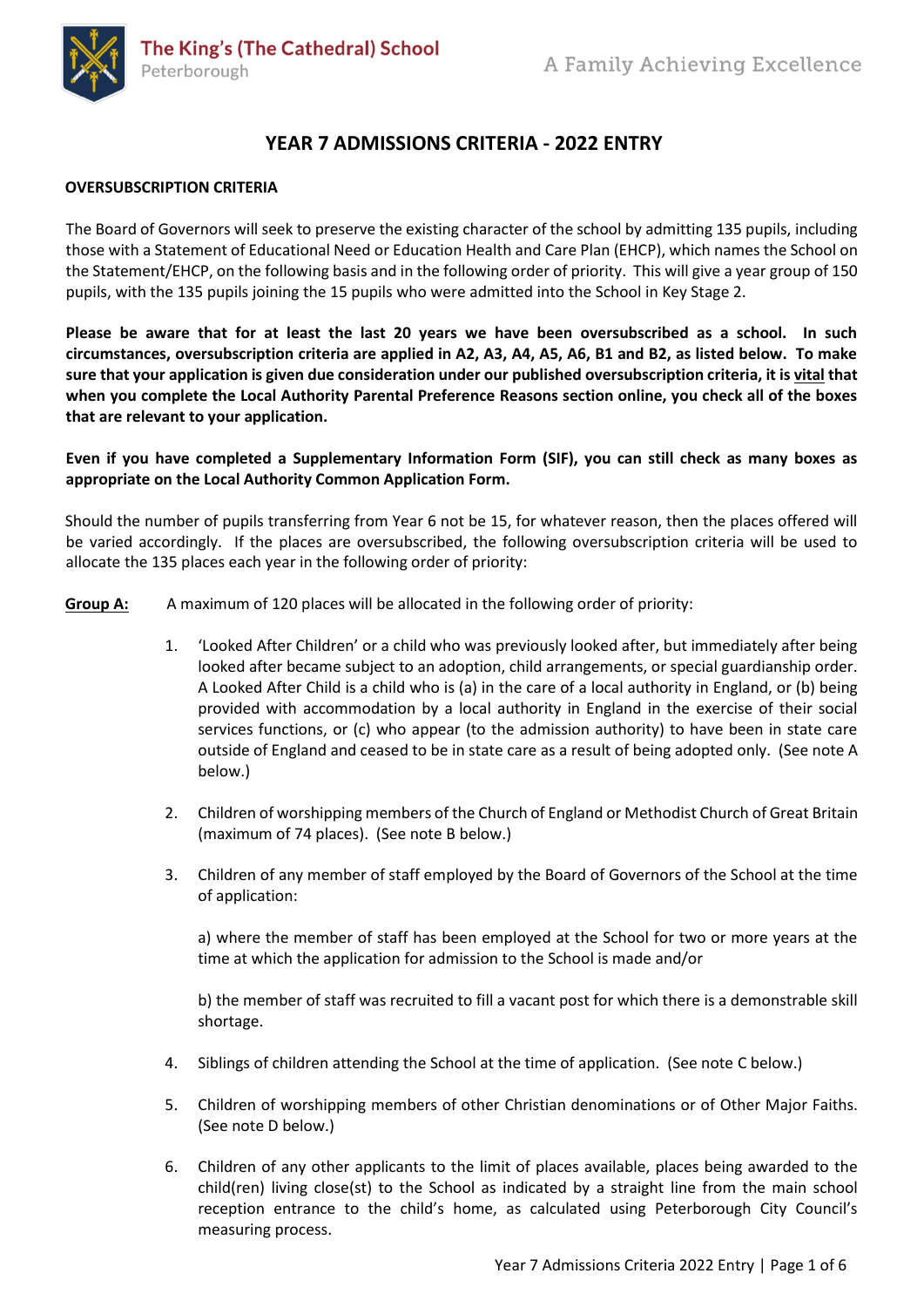The King's (The Cathedral) School
Peterborough

A Family Achieving Excellence

# YEAR 7 ADMISSIONS CRITERIA - 2022 ENTRY

**OVERSUBSCRIPTION CRITERIA**

The Board of Governors will seek to preserve the existing character of the school by admitting 135 pupils, including those with a Statement of Educational Need or Education Health and Care Plan (EHCP), which names the School on the Statement/EHCP, on the following basis and in the following order of priority. This will give a year group of 150 pupils, with the 135 pupils joining the 15 pupils who were admitted into the School in Key Stage 2.

**Please be aware that for at least the last 20 years we have been oversubscribed as a school. In such circumstances, oversubscription criteria are applied in A2, A3, A4, A5, A6, B1 and B2, as listed below. To make sure that your application is given due consideration under our published oversubscription criteria, it is <u>vital</u> that when you complete the Local Authority Parental Preference Reasons section online, you check all of the boxes that are relevant to your application.**

**Even if you have completed a Supplementary Information Form (SIF), you can still check as many boxes as appropriate on the Local Authority Common Application Form.**

Should the number of pupils transferring from Year 6 not be 15, for whatever reason, then the places offered will be varied accordingly. If the places are oversubscribed, the following oversubscription criteria will be used to allocate the 135 places each year in the following order of priority:

**<u>Group A:</u>** A maximum of 120 places will be allocated in the following order of priority:

1. 'Looked After Children' or a child who was previously looked after, but immediately after being looked after became subject to an adoption, child arrangements, or special guardianship order. A Looked After Child is a child who is (a) in the care of a local authority in England, or (b) being provided with accommodation by a local authority in England in the exercise of their social services functions, or (c) who appear (to the admission authority) to have been in state care outside of England and ceased to be in state care as a result of being adopted only. (See note A below.)

2. Children of worshipping members of the Church of England or Methodist Church of Great Britain (maximum of 74 places). (See note B below.)

3. Children of any member of staff employed by the Board of Governors of the School at the time of application:

   a) where the member of staff has been employed at the School for two or more years at the time at which the application for admission to the School is made and/or

   b) the member of staff was recruited to fill a vacant post for which there is a demonstrable skill shortage.

4. Siblings of children attending the School at the time of application. (See note C below.)

5. Children of worshipping members of other Christian denominations or of Other Major Faiths. (See note D below.)

6. Children of any other applicants to the limit of places available, places being awarded to the child(ren) living close(st) to the School as indicated by a straight line from the main school reception entrance to the child's home, as calculated using Peterborough City Council's measuring process.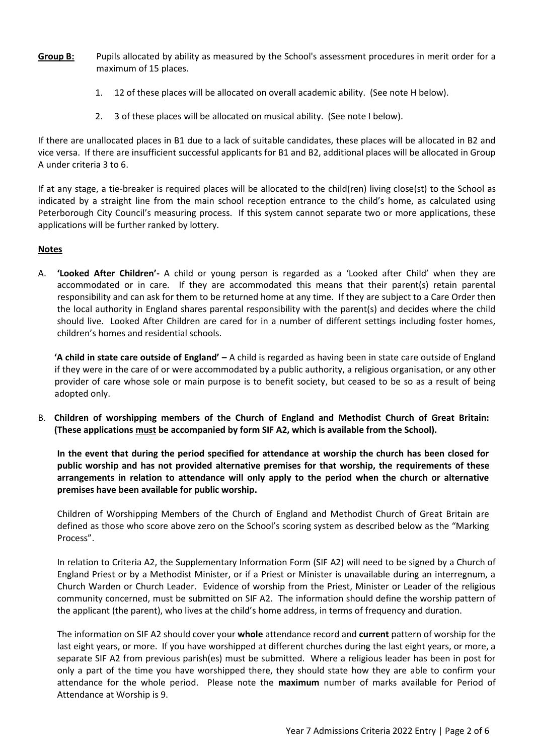**Group B:** Pupils allocated by ability as measured by the School's assessment procedures in merit order for a maximum of 15 places.

1. 12 of these places will be allocated on overall academic ability. (See note H below).
2. 3 of these places will be allocated on musical ability. (See note I below).

If there are unallocated places in B1 due to a lack of suitable candidates, these places will be allocated in B2 and vice versa. If there are insufficient successful applicants for B1 and B2, additional places will be allocated in Group A under criteria 3 to 6.

If at any stage, a tie-breaker is required places will be allocated to the child(ren) living close(st) to the School as indicated by a straight line from the main school reception entrance to the child's home, as calculated using Peterborough City Council's measuring process. If this system cannot separate two or more applications, these applications will be further ranked by lottery.

**Notes**

A. **'Looked After Children'-** A child or young person is regarded as a 'Looked after Child' when they are accommodated or in care. If they are accommodated this means that their parent(s) retain parental responsibility and can ask for them to be returned home at any time. If they are subject to a Care Order then the local authority in England shares parental responsibility with the parent(s) and decides where the child should live. Looked After Children are cared for in a number of different settings including foster homes, children's homes and residential schools.

   **'A child in state care outside of England' –** A child is regarded as having been in state care outside of England if they were in the care of or were accommodated by a public authority, a religious organisation, or any other provider of care whose sole or main purpose is to benefit society, but ceased to be so as a result of being adopted only.

B. **Children of worshipping members of the Church of England and Methodist Church of Great Britain: (These applications must be accompanied by form SIF A2, which is available from the School).**

   **In the event that during the period specified for attendance at worship the church has been closed for public worship and has not provided alternative premises for that worship, the requirements of these arrangements in relation to attendance will only apply to the period when the church or alternative premises have been available for public worship.**

   Children of Worshipping Members of the Church of England and Methodist Church of Great Britain are defined as those who score above zero on the School's scoring system as described below as the "Marking Process".

   In relation to Criteria A2, the Supplementary Information Form (SIF A2) will need to be signed by a Church of England Priest or by a Methodist Minister, or if a Priest or Minister is unavailable during an interregnum, a Church Warden or Church Leader. Evidence of worship from the Priest, Minister or Leader of the religious community concerned, must be submitted on SIF A2. The information should define the worship pattern of the applicant (the parent), who lives at the child's home address, in terms of frequency and duration.

   The information on SIF A2 should cover your **whole** attendance record and **current** pattern of worship for the last eight years, or more. If you have worshipped at different churches during the last eight years, or more, a separate SIF A2 from previous parish(es) must be submitted. Where a religious leader has been in post for only a part of the time you have worshipped there, they should state how they are able to confirm your attendance for the whole period. Please note the **maximum** number of marks available for Period of Attendance at Worship is 9.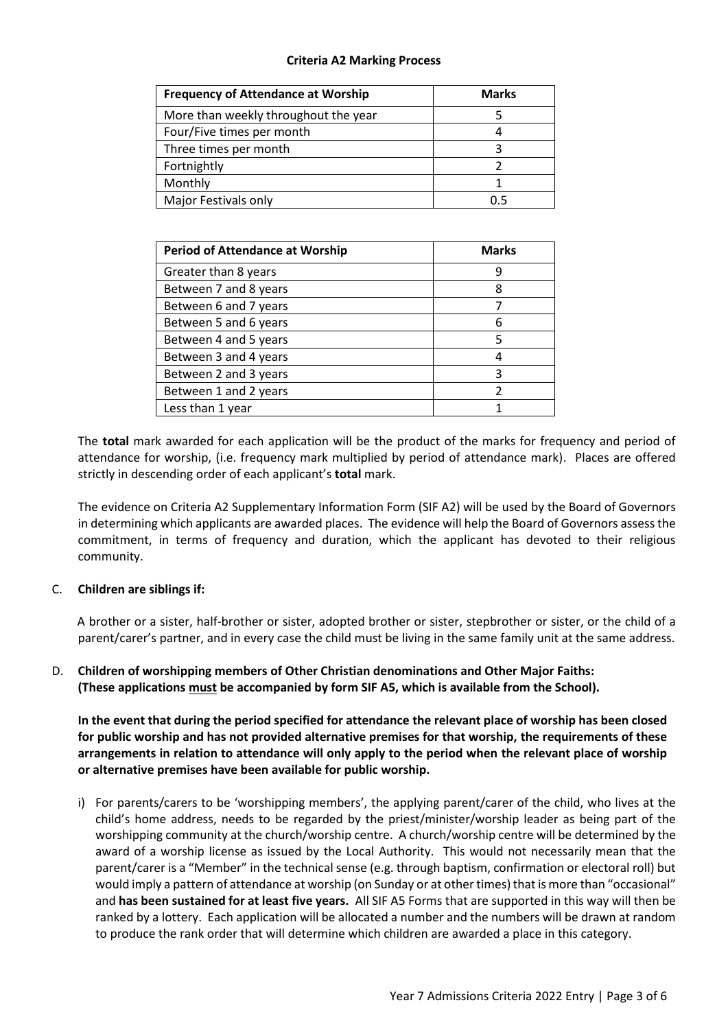**Criteria A2 Marking Process**

| Frequency of Attendance at Worship | Marks |
|---|---|
| More than weekly throughout the year | 5 |
| Four/Five times per month | 4 |
| Three times per month | 3 |
| Fortnightly | 2 |
| Monthly | 1 |
| Major Festivals only | 0.5 |

| Period of Attendance at Worship | Marks |
|---|---|
| Greater than 8 years | 9 |
| Between 7 and 8 years | 8 |
| Between 6 and 7 years | 7 |
| Between 5 and 6 years | 6 |
| Between 4 and 5 years | 5 |
| Between 3 and 4 years | 4 |
| Between 2 and 3 years | 3 |
| Between 1 and 2 years | 2 |
| Less than 1 year | 1 |

The **total** mark awarded for each application will be the product of the marks for frequency and period of attendance for worship, (i.e. frequency mark multiplied by period of attendance mark). Places are offered strictly in descending order of each applicant's **total** mark.

The evidence on Criteria A2 Supplementary Information Form (SIF A2) will be used by the Board of Governors in determining which applicants are awarded places. The evidence will help the Board of Governors assess the commitment, in terms of frequency and duration, which the applicant has devoted to their religious community.

C. **Children are siblings if:**

A brother or a sister, half-brother or sister, adopted brother or sister, stepbrother or sister, or the child of a parent/carer's partner, and in every case the child must be living in the same family unit at the same address.

D. **Children of worshipping members of Other Christian denominations and Other Major Faiths: (These applications must be accompanied by form SIF A5, which is available from the School).**

**In the event that during the period specified for attendance the relevant place of worship has been closed for public worship and has not provided alternative premises for that worship, the requirements of these arrangements in relation to attendance will only apply to the period when the relevant place of worship or alternative premises have been available for public worship.**

i) For parents/carers to be 'worshipping members', the applying parent/carer of the child, who lives at the child's home address, needs to be regarded by the priest/minister/worship leader as being part of the worshipping community at the church/worship centre. A church/worship centre will be determined by the award of a worship license as issued by the Local Authority. This would not necessarily mean that the parent/carer is a "Member" in the technical sense (e.g. through baptism, confirmation or electoral roll) but would imply a pattern of attendance at worship (on Sunday or at other times) that is more than "occasional" and **has been sustained for at least five years.** All SIF A5 Forms that are supported in this way will then be ranked by a lottery. Each application will be allocated a number and the numbers will be drawn at random to produce the rank order that will determine which children are awarded a place in this category.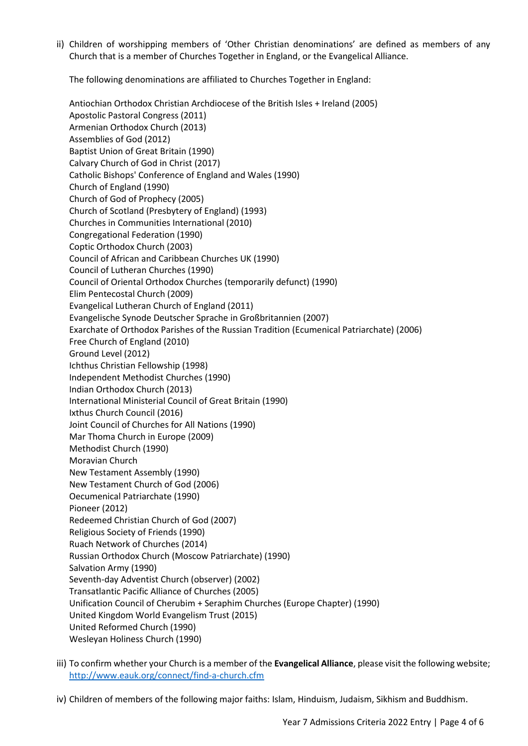ii) Children of worshipping members of 'Other Christian denominations' are defined as members of any Church that is a member of Churches Together in England, or the Evangelical Alliance.

The following denominations are affiliated to Churches Together in England:

Antiochian Orthodox Christian Archdiocese of the British Isles + Ireland (2005)
Apostolic Pastoral Congress (2011)
Armenian Orthodox Church (2013)
Assemblies of God (2012)
Baptist Union of Great Britain (1990)
Calvary Church of God in Christ (2017)
Catholic Bishops' Conference of England and Wales (1990)
Church of England (1990)
Church of God of Prophecy (2005)
Church of Scotland (Presbytery of England) (1993)
Churches in Communities International (2010)
Congregational Federation (1990)
Coptic Orthodox Church (2003)
Council of African and Caribbean Churches UK (1990)
Council of Lutheran Churches (1990)
Council of Oriental Orthodox Churches (temporarily defunct) (1990)
Elim Pentecostal Church (2009)
Evangelical Lutheran Church of England (2011)
Evangelische Synode Deutscher Sprache in Großbritannien (2007)
Exarchate of Orthodox Parishes of the Russian Tradition (Ecumenical Patriarchate) (2006)
Free Church of England (2010)
Ground Level (2012)
Ichthus Christian Fellowship (1998)
Independent Methodist Churches (1990)
Indian Orthodox Church (2013)
International Ministerial Council of Great Britain (1990)
Ixthus Church Council (2016)
Joint Council of Churches for All Nations (1990)
Mar Thoma Church in Europe (2009)
Methodist Church (1990)
Moravian Church
New Testament Assembly (1990)
New Testament Church of God (2006)
Oecumenical Patriarchate (1990)
Pioneer (2012)
Redeemed Christian Church of God (2007)
Religious Society of Friends (1990)
Ruach Network of Churches (2014)
Russian Orthodox Church (Moscow Patriarchate) (1990)
Salvation Army (1990)
Seventh-day Adventist Church (observer) (2002)
Transatlantic Pacific Alliance of Churches (2005)
Unification Council of Cherubim + Seraphim Churches (Europe Chapter) (1990)
United Kingdom World Evangelism Trust (2015)
United Reformed Church (1990)
Wesleyan Holiness Church (1990)

iii) To confirm whether your Church is a member of the **Evangelical Alliance**, please visit the following website; http://www.eauk.org/connect/find-a-church.cfm

iv) Children of members of the following major faiths: Islam, Hinduism, Judaism, Sikhism and Buddhism.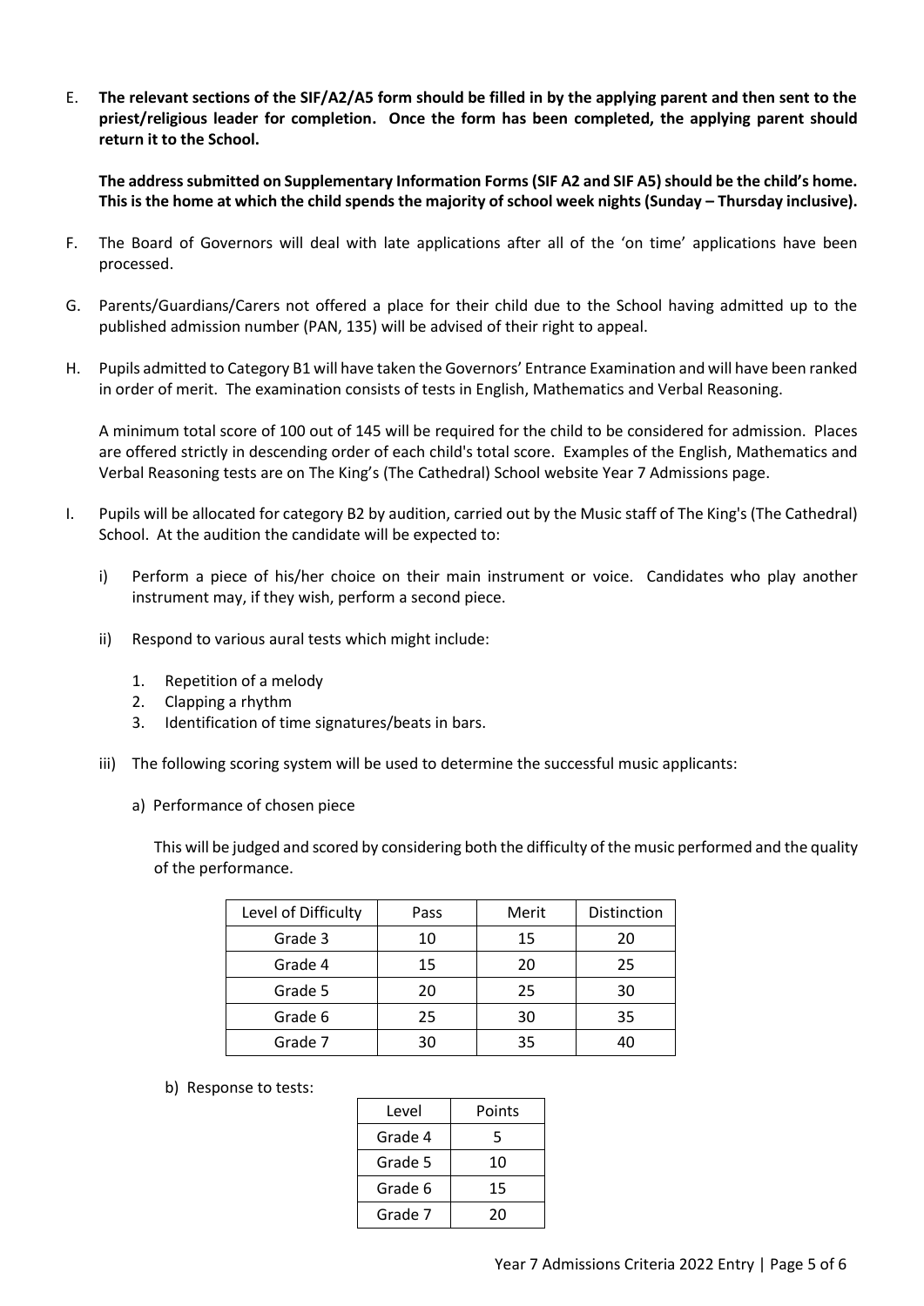E. **The relevant sections of the SIF/A2/A5 form should be filled in by the applying parent and then sent to the priest/religious leader for completion. Once the form has been completed, the applying parent should return it to the School.**

   **The address submitted on Supplementary Information Forms (SIF A2 and SIF A5) should be the child's home. This is the home at which the child spends the majority of school week nights (Sunday – Thursday inclusive).**

F. The Board of Governors will deal with late applications after all of the 'on time' applications have been processed.

G. Parents/Guardians/Carers not offered a place for their child due to the School having admitted up to the published admission number (PAN, 135) will be advised of their right to appeal.

H. Pupils admitted to Category B1 will have taken the Governors' Entrance Examination and will have been ranked in order of merit. The examination consists of tests in English, Mathematics and Verbal Reasoning.

   A minimum total score of 100 out of 145 will be required for the child to be considered for admission. Places are offered strictly in descending order of each child's total score. Examples of the English, Mathematics and Verbal Reasoning tests are on The King's (The Cathedral) School website Year 7 Admissions page.

I. Pupils will be allocated for category B2 by audition, carried out by the Music staff of The King's (The Cathedral) School. At the audition the candidate will be expected to:

   i) Perform a piece of his/her choice on their main instrument or voice. Candidates who play another instrument may, if they wish, perform a second piece.

   ii) Respond to various aural tests which might include:

      1. Repetition of a melody
      2. Clapping a rhythm
      3. Identification of time signatures/beats in bars.

   iii) The following scoring system will be used to determine the successful music applicants:

      a) Performance of chosen piece

      This will be judged and scored by considering both the difficulty of the music performed and the quality of the performance.

| Level of Difficulty | Pass | Merit | Distinction |
|---|---|---|---|
| Grade 3 | 10 | 15 | 20 |
| Grade 4 | 15 | 20 | 25 |
| Grade 5 | 20 | 25 | 30 |
| Grade 6 | 25 | 30 | 35 |
| Grade 7 | 30 | 35 | 40 |

      b) Response to tests:

| Level | Points |
|---|---|
| Grade 4 | 5 |
| Grade 5 | 10 |
| Grade 6 | 15 |
| Grade 7 | 20 |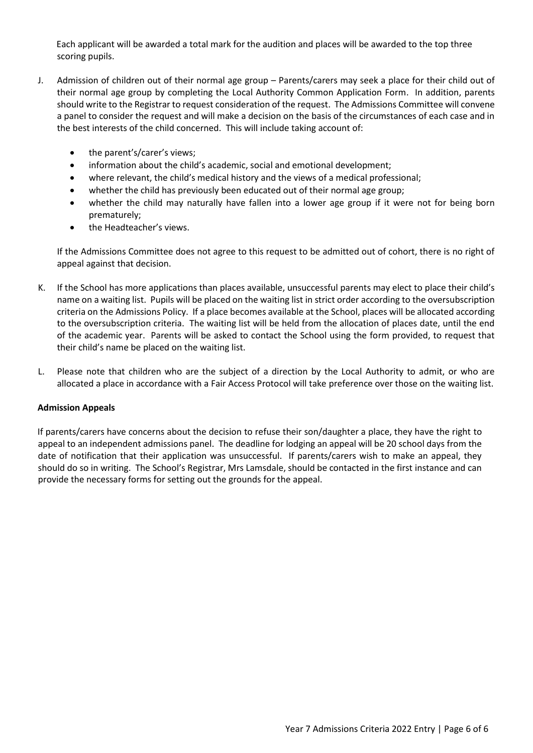Each applicant will be awarded a total mark for the audition and places will be awarded to the top three scoring pupils.

J. Admission of children out of their normal age group – Parents/carers may seek a place for their child out of their normal age group by completing the Local Authority Common Application Form. In addition, parents should write to the Registrar to request consideration of the request. The Admissions Committee will convene a panel to consider the request and will make a decision on the basis of the circumstances of each case and in the best interests of the child concerned. This will include taking account of:

   - the parent's/carer's views;
   - information about the child's academic, social and emotional development;
   - where relevant, the child's medical history and the views of a medical professional;
   - whether the child has previously been educated out of their normal age group;
   - whether the child may naturally have fallen into a lower age group if it were not for being born prematurely;
   - the Headteacher's views.

   If the Admissions Committee does not agree to this request to be admitted out of cohort, there is no right of appeal against that decision.

K. If the School has more applications than places available, unsuccessful parents may elect to place their child's name on a waiting list. Pupils will be placed on the waiting list in strict order according to the oversubscription criteria on the Admissions Policy. If a place becomes available at the School, places will be allocated according to the oversubscription criteria. The waiting list will be held from the allocation of places date, until the end of the academic year. Parents will be asked to contact the School using the form provided, to request that their child's name be placed on the waiting list.

L. Please note that children who are the subject of a direction by the Local Authority to admit, or who are allocated a place in accordance with a Fair Access Protocol will take preference over those on the waiting list.

**Admission Appeals**

If parents/carers have concerns about the decision to refuse their son/daughter a place, they have the right to appeal to an independent admissions panel. The deadline for lodging an appeal will be 20 school days from the date of notification that their application was unsuccessful. If parents/carers wish to make an appeal, they should do so in writing. The School's Registrar, Mrs Lamsdale, should be contacted in the first instance and can provide the necessary forms for setting out the grounds for the appeal.